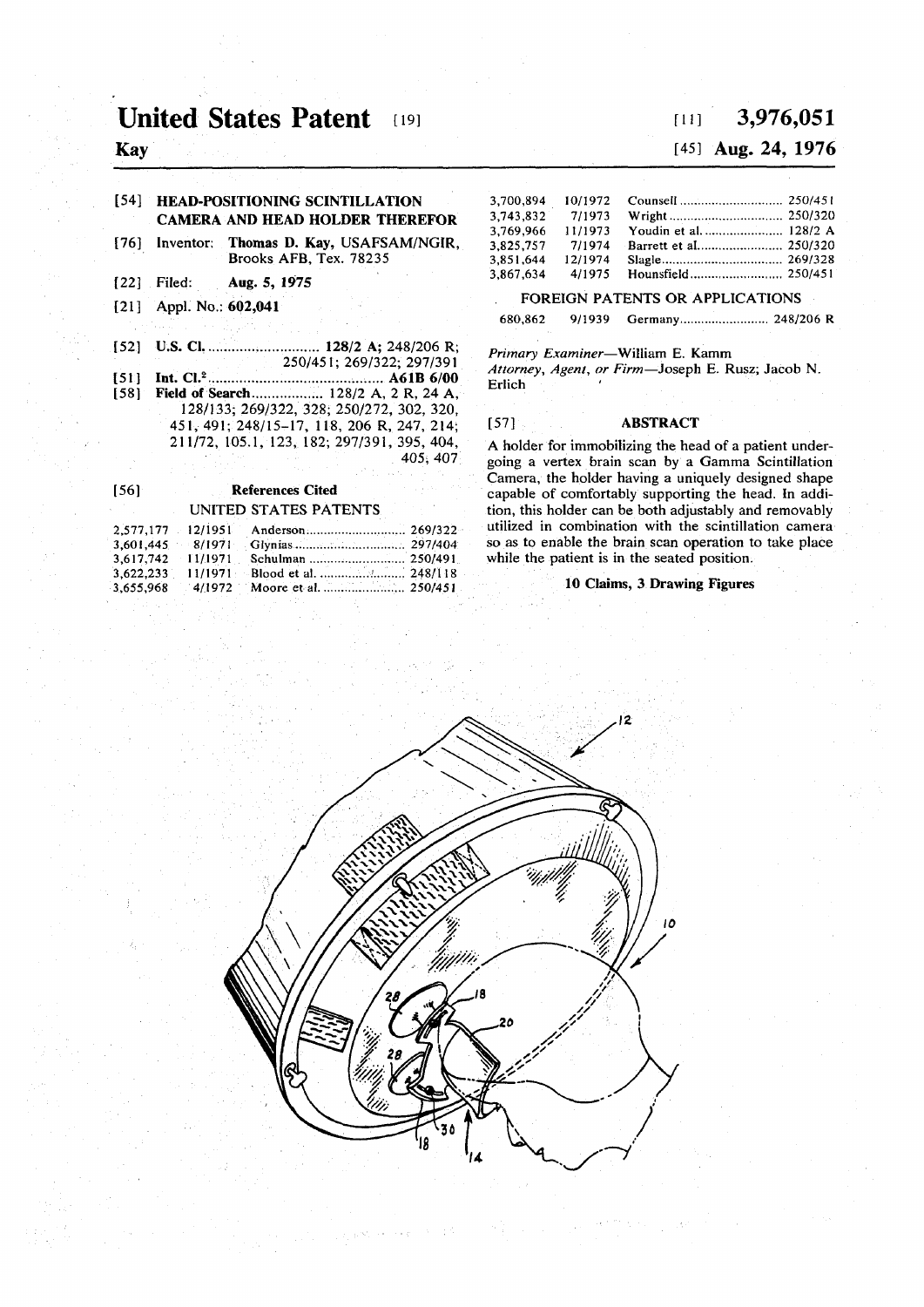# United States Patent [19]

**Kay**

[11] **3,976,051**

[45] **Aug. 24, 1976**

[54] **HEAD-POSITIONING SCINTILLATION CAMERA AND HEAD HOLDER THEREFOR**

[76] Inventor: **Thomas D. Kay,** USAFSAM/NGIR, Brooks AFB, Tex. 78235

[22] Filed: **Aug. 5, 1975**

[21] Appl. No.: **602,041**

[52] **U.S. Cl.** .......................... **128/2 A;** 248/206 R; 250/451; 269/322; 297/391

[51] **Int. Cl.**[2] .......................... **A61B 6/00**

[58] **Field of Search** .................. 128/2 A, 2 R, 24 A, 128/133; 269/322, 328; 250/272, 302, 320, 451, 491; 248/15–17, 118, 206 R, 247, 214; 211/72, 105.1, 123, 182; 297/391, 395, 404, 405, 407

[56] **References Cited**

UNITED STATES PATENTS

| | | | |
|---|---|---|---|
| 2,577,177 | 12/1951 | Anderson | 269/322 |
| 3,601,445 | 8/1971 | Glynias | 297/404 |
| 3,617,742 | 11/1971 | Schulman | 250/491 |
| 3,622,233 | 11/1971 | Blood et al. | 248/118 |
| 3,655,968 | 4/1972 | Moore et al. | 250/451 |
| 3,700,894 | 10/1972 | Counsell | 250/451 |
| 3,743,832 | 7/1973 | Wright | 250/320 |
| 3,769,966 | 11/1973 | Youdin et al. | 128/2 A |
| 3,825,757 | 7/1974 | Barrett et al. | 250/320 |
| 3,851,644 | 12/1974 | Slagle | 269/328 |
| 3,867,634 | 4/1975 | Hounsfield | 250/451 |

FOREIGN PATENTS OR APPLICATIONS

| | | | |
|---|---|---|---|
| 680,862 | 9/1939 | Germany | 248/206 R |

*Primary Examiner*—William E. Kamm
*Attorney, Agent, or Firm*—Joseph E. Rusz; Jacob N. Erlich

[57] **ABSTRACT**

A holder for immobilizing the head of a patient undergoing a vertex brain scan by a Gamma Scintillation Camera, the holder having a uniquely designed shape capable of comfortably supporting the head. In addition, this holder can be both adjustably and removably utilized in combination with the scintillation camera so as to enable the brain scan operation to take place while the patient is in the seated position.

**10 Claims, 3 Drawing Figures**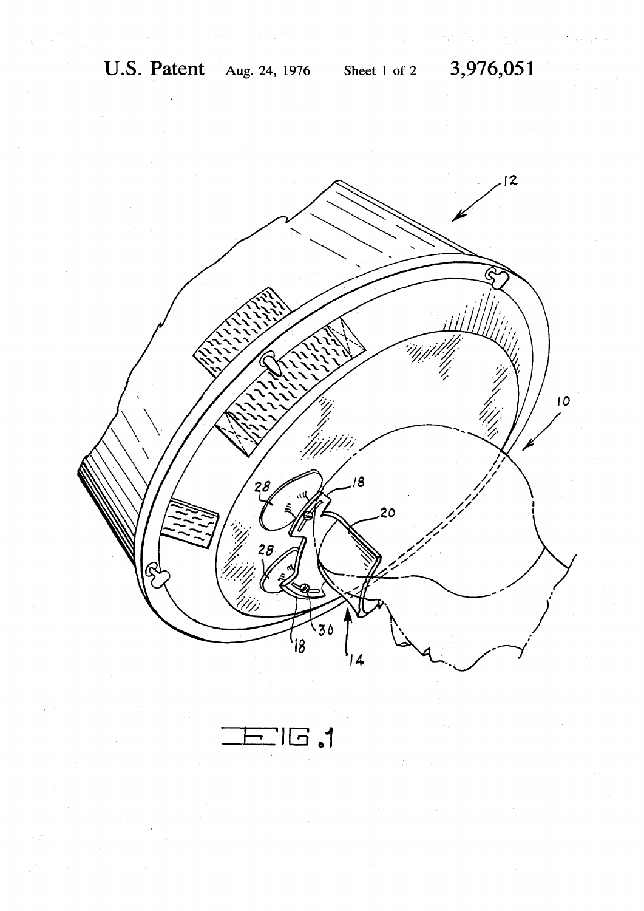FIG. 1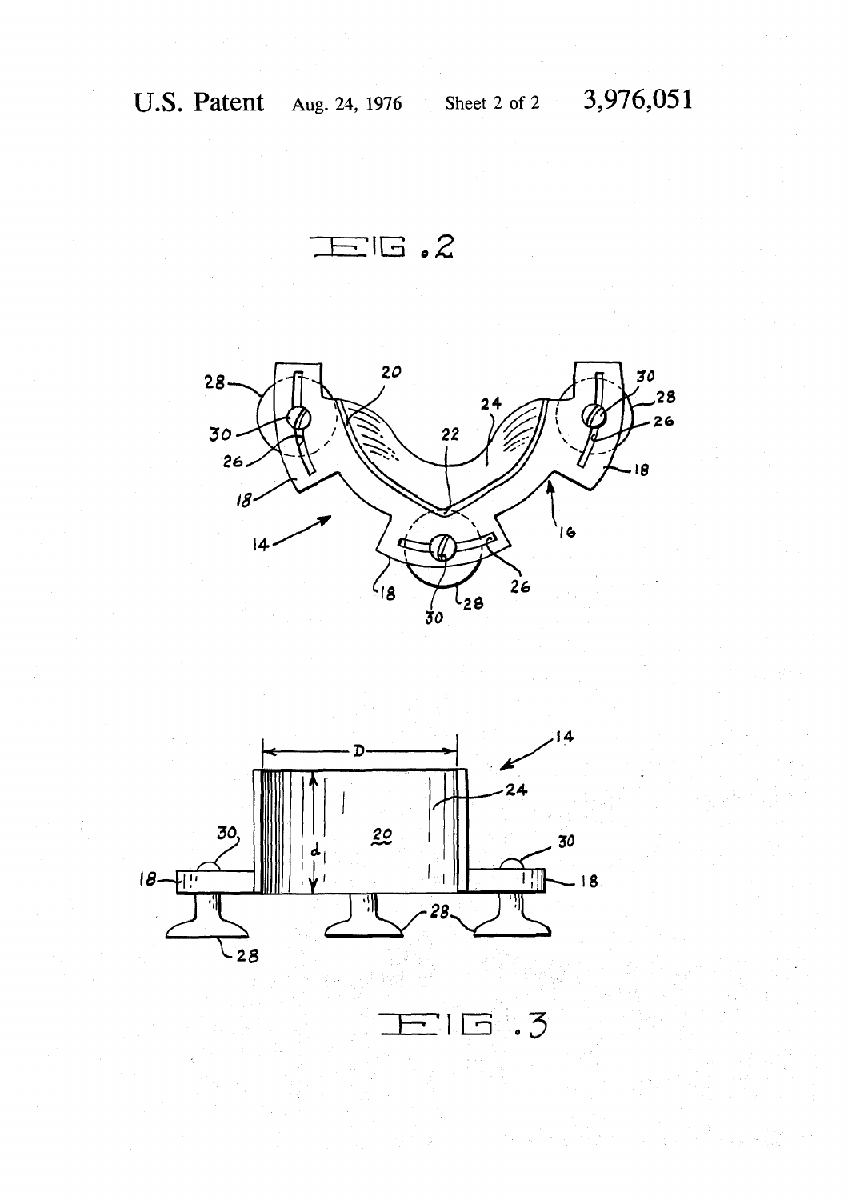FIG. 2

FIG. 3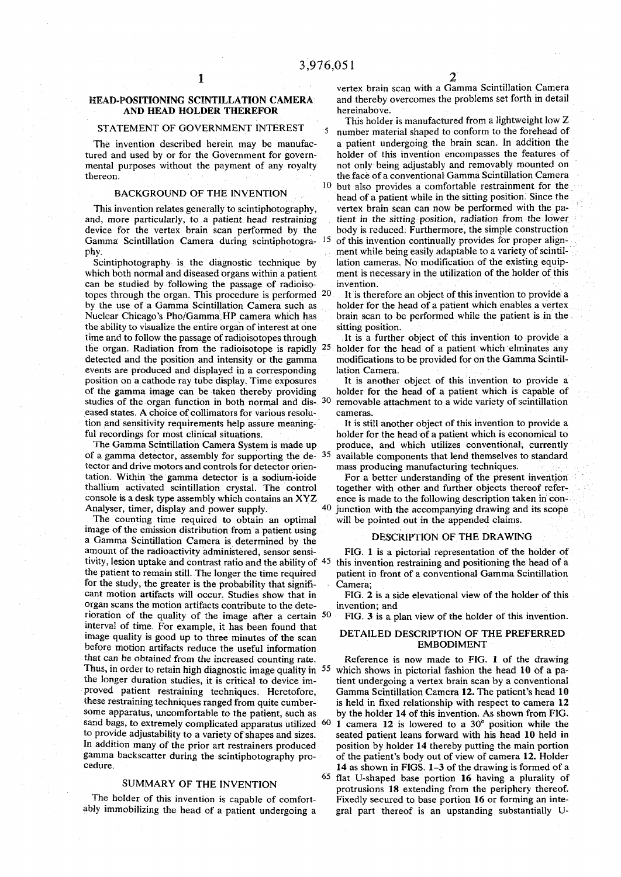# HEAD-POSITIONING SCINTILLATION CAMERA AND HEAD HOLDER THEREFOR

## STATEMENT OF GOVERNMENT INTEREST

The invention described herein may be manufactured and used by or for the Government for governmental purposes without the payment of any royalty thereon.

## BACKGROUND OF THE INVENTION

This invention relates generally to scintiphotography, and, more particularly, to a patient head restraining device for the vertex brain scan performed by the Gamma Scintillation Camera during scintiphotography.

Scintiphotography is the diagnostic technique by which both normal and diseased organs within a patient can be studied by following the passage of radioisotopes through the organ. This procedure is performed by the use of a Gamma Scintillation Camera such as Nuclear Chicago's Pho/Gamma HP camera which has the ability to visualize the entire organ of interest at one time and to follow the passage of radioisotopes through the organ. Radiation from the radioisotope is rapidly detected and the position and intensity or the gamma events are produced and displayed in a corresponding position on a cathode ray tube display. Time exposures of the gamma image can be taken thereby providing studies of the organ function in both normal and diseased states. A choice of collimators for various resolution and sensitivity requirements help assure meaningful recordings for most clinical situations.

The Gamma Scintillation Camera System is made up of a gamma detector, assembly for supporting the detector and drive motors and controls for detector orientation. Within the gamma detector is a sodium-ioide thallium activated scintillation crystal. The control console is a desk type assembly which contains an XYZ Analyser, timer, display and power supply.

The counting time required to obtain an optimal image of the emission distribution from a patient using a Gamma Scintillation Camera is determined by the amount of the radioactivity administered, sensor sensitivity, lesion uptake and contrast ratio and the ability of the patient to remain still. The longer the time required for the study, the greater is the probability that significant motion artifacts will occur. Studies show that in organ scans the motion artifacts contribute to the deterioration of the quality of the image after a certain interval of time. For example, it has been found that image quality is good up to three minutes of the scan before motion artifacts reduce the useful information that can be obtained from the increased counting rate. Thus, in order to retain high diagnostic image quality in the longer duration studies, it is critical to device improved patient restraining techniques. Heretofore, these restraining techniques ranged from quite cumbersome apparatus, uncomfortable to the patient, such as sand bags, to extremely complicated apparatus utilized to provide adjustability to a variety of shapes and sizes. In addition many of the prior art restrainers produced gamma backscatter during the scintiphotography procedure.

## SUMMARY OF THE INVENTION

The holder of this invention is capable of comfortably immobilizing the head of a patient undergoing a vertex brain scan with a Gamma Scintillation Camera and thereby overcomes the problems set forth in detail hereinabove.

This holder is manufactured from a lightweight low Z number material shaped to conform to the forehead of a patient undergoing the brain scan. In addition the holder of this invention encompasses the features of not only being adjustably and removably mounted on the face of a conventional Gamma Scintillation Camera but also provides a comfortable restrainment for the head of a patient while in the sitting position. Since the vertex brain scan can now be performed with the patient in the sitting position, radiation from the lower body is reduced. Furthermore, the simple construction of this invention continually provides for proper alignment while being easily adaptable to a variety of scintillation cameras. No modification of the existing equipment is necessary in the utilization of the holder of this invention.

It is therefore an object of this invention to provide a holder for the head of a patient which enables a vertex brain scan to be performed while the patient is in the sitting position.

It is a further object of this invention to provide a holder for the head of a patient which elminates any modifications to be provided for on the Gamma Scintillation Camera.

It is another object of this invention to provide a holder for the head of a patient which is capable of removable attachment to a wide variety of scintillation cameras.

It is still another object of this invention to provide a holder for the head of a patient which is economical to produce, and which utilizes conventional, currently available components that lend themselves to standard mass producing manufacturing techniques.

For a better understanding of the present invention together with other and further objects thereof reference is made to the following description taken in conjunction with the accompanying drawing and its scope will be pointed out in the appended claims.

## DESCRIPTION OF THE DRAWING

FIG. 1 is a pictorial representation of the holder of this invention restraining and positioning the head of a patient in front of a conventional Gamma Scintillation Camera;

FIG. 2 is a side elevational view of the holder of this invention; and

FIG. 3 is a plan view of the holder of this invention.

## DETAILED DESCRIPTION OF THE PREFERRED EMBODIMENT

Reference is now made to FIG. 1 of the drawing which shows in pictorial fashion the head 10 of a patient undergoing a vertex brain scan by a conventional Gamma Scintillation Camera 12. The patient's head 10 is held in fixed relationship with respect to camera 12 by the holder 14 of this invention. As shown from FIG. 1 camera 12 is lowered to a 30° position while the seated patient leans forward with his head 10 held in position by holder 14 thereby putting the main portion of the patient's body out of view of camera 12. Holder 14 as shown in FIGS. 1–3 of the drawing is formed of a flat U-shaped base portion 16 having a plurality of protrusions 18 extending from the periphery thereof. Fixedly secured to base portion 16 or forming an integral part thereof is an upstanding substantially U-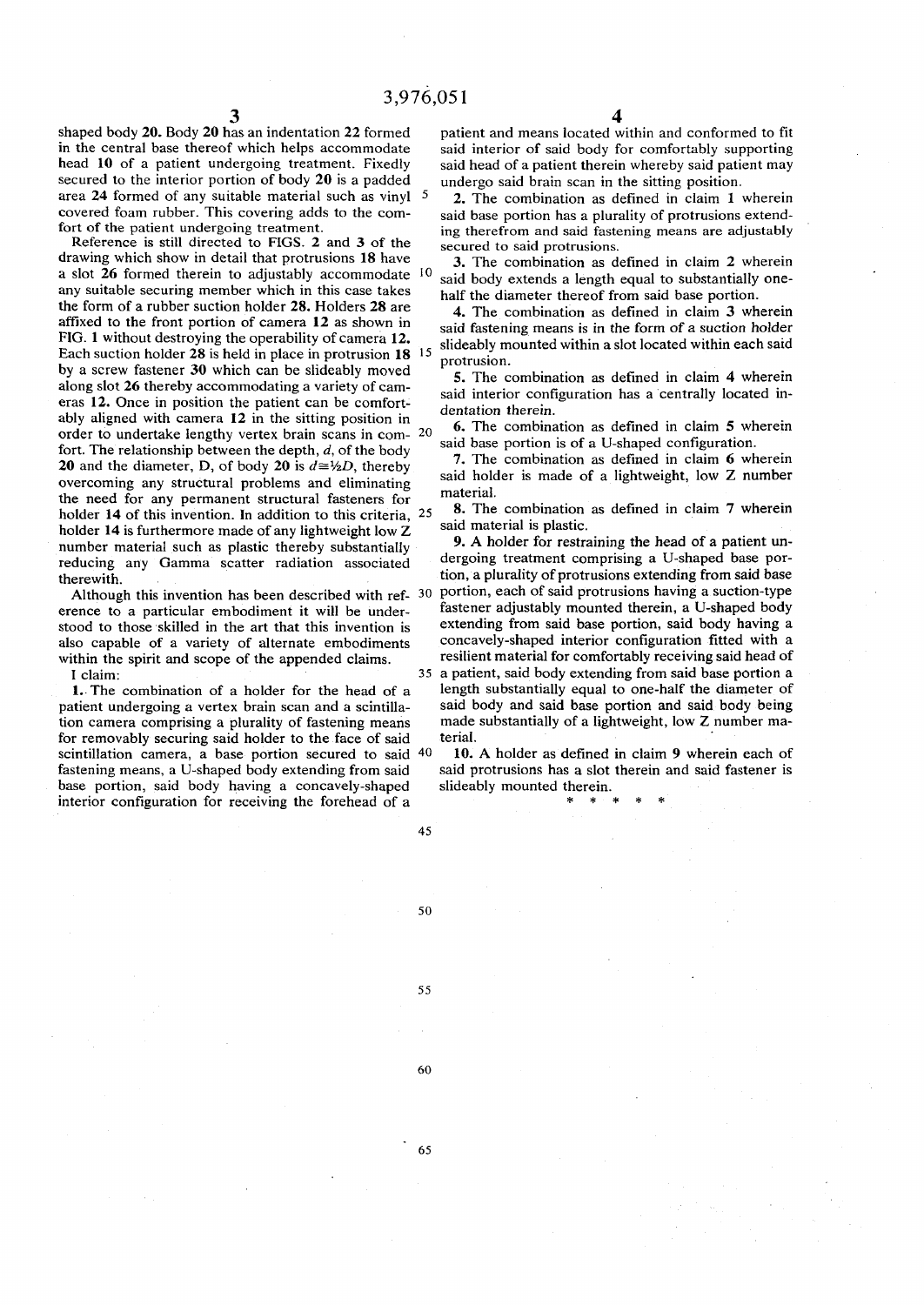shaped body 20. Body 20 has an indentation 22 formed in the central base thereof which helps accommodate head 10 of a patient undergoing treatment. Fixedly secured to the interior portion of body 20 is a padded area 24 formed of any suitable material such as vinyl covered foam rubber. This covering adds to the comfort of the patient undergoing treatment.

Reference is still directed to FIGS. 2 and 3 of the drawing which show in detail that protrusions 18 have a slot 26 formed therein to adjustably accommodate any suitable securing member which in this case takes the form of a rubber suction holder 28. Holders 28 are affixed to the front portion of camera 12 as shown in FIG. 1 without destroying the operability of camera 12. Each suction holder 28 is held in place in protrusion 18 by a screw fastener 30 which can be slideably moved along slot 26 thereby accommodating a variety of cameras 12. Once in position the patient can be comfortably aligned with camera 12 in the sitting position in order to undertake lengthy vertex brain scans in comfort. The relationship between the depth, $d$, of the body 20 and the diameter, D, of body 20 is $d \cong \frac{1}{2}D$, thereby overcoming any structural problems and eliminating the need for any permanent structural fasteners for holder 14 of this invention. In addition to this criteria, holder 14 is furthermore made of any lightweight low Z number material such as plastic thereby substantially reducing any Gamma scatter radiation associated therewith.

Although this invention has been described with reference to a particular embodiment it will be understood to those skilled in the art that this invention is also capable of a variety of alternate embodiments within the spirit and scope of the appended claims.

I claim:

**1.** The combination of a holder for the head of a patient undergoing a vertex brain scan and a scintillation camera comprising a plurality of fastening means for removably securing said holder to the face of said scintillation camera, a base portion secured to said fastening means, a U-shaped body extending from said base portion, said body having a concavely-shaped interior configuration for receiving the forehead of a patient and means located within and conformed to fit said interior of said body for comfortably supporting said head of a patient therein whereby said patient may undergo said brain scan in the sitting position.

**2.** The combination as defined in claim 1 wherein said base portion has a plurality of protrusions extending therefrom and said fastening means are adjustably secured to said protrusions.

**3.** The combination as defined in claim 2 wherein said body extends a length equal to substantially one-half the diameter thereof from said base portion.

**4.** The combination as defined in claim 3 wherein said fastening means is in the form of a suction holder slideably mounted within a slot located within each said protrusion.

**5.** The combination as defined in claim 4 wherein said interior configuration has a centrally located indentation therein.

**6.** The combination as defined in claim 5 wherein said base portion is of a U-shaped configuration.

**7.** The combination as defined in claim 6 wherein said holder is made of a lightweight, low Z number material.

**8.** The combination as defined in claim 7 wherein said material is plastic.

**9.** A holder for restraining the head of a patient undergoing treatment comprising a U-shaped base portion, a plurality of protrusions extending from said base portion, each of said protrusions having a suction-type fastener adjustably mounted therein, a U-shaped body extending from said base portion, said body having a concavely-shaped interior configuration fitted with a resilient material for comfortably receiving said head of a patient, said body extending from said base portion a length substantially equal to one-half the diameter of said body and said base portion and said body being made substantially of a lightweight, low Z number material.

**10.** A holder as defined in claim 9 wherein each of said protrusions has a slot therein and said fastener is slideably mounted therein.

* * * * *